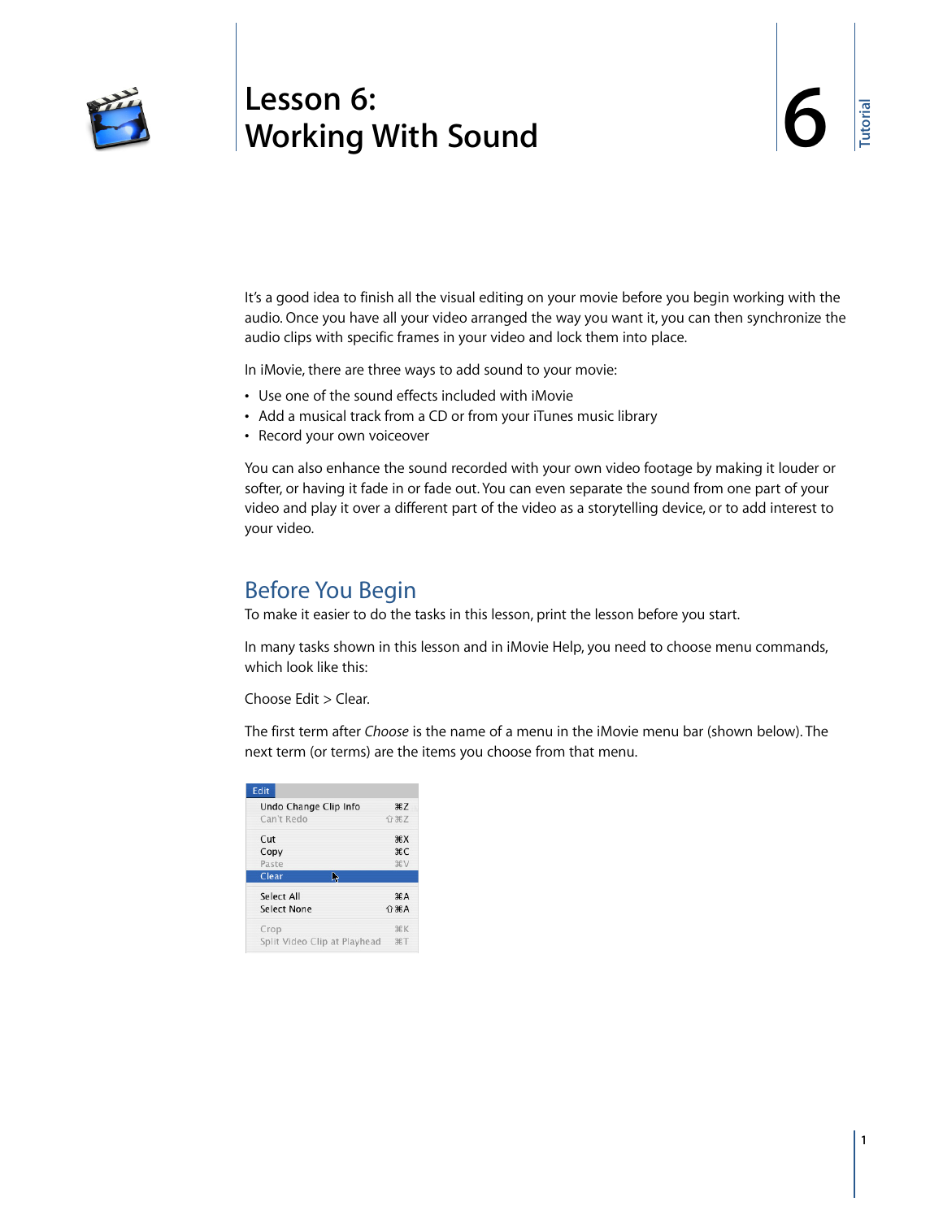# Lesson 6: Working With Sound

It's a good idea to finish all the visual editing on your movie before you begin working with the audio. Once you have all your video arranged the way you want it, you can then synchronize the audio clips with specific frames in your video and lock them into place.

In iMovie, there are three ways to add sound to your movie:

- Use one of the sound effects included with iMovie
- Add a musical track from a CD or from your iTunes music library
- Record your own voiceover

You can also enhance the sound recorded with your own video footage by making it louder or softer, or having it fade in or fade out. You can even separate the sound from one part of your video and play it over a different part of the video as a storytelling device, or to add interest to your video.

## Before You Begin

To make it easier to do the tasks in this lesson, print the lesson before you start.

In many tasks shown in this lesson and in iMovie Help, you need to choose menu commands, which look like this:

Choose Edit > Clear.

The first term after *Choose* is the name of a menu in the iMovie menu bar (shown below). The next term (or terms) are the items you choose from that menu.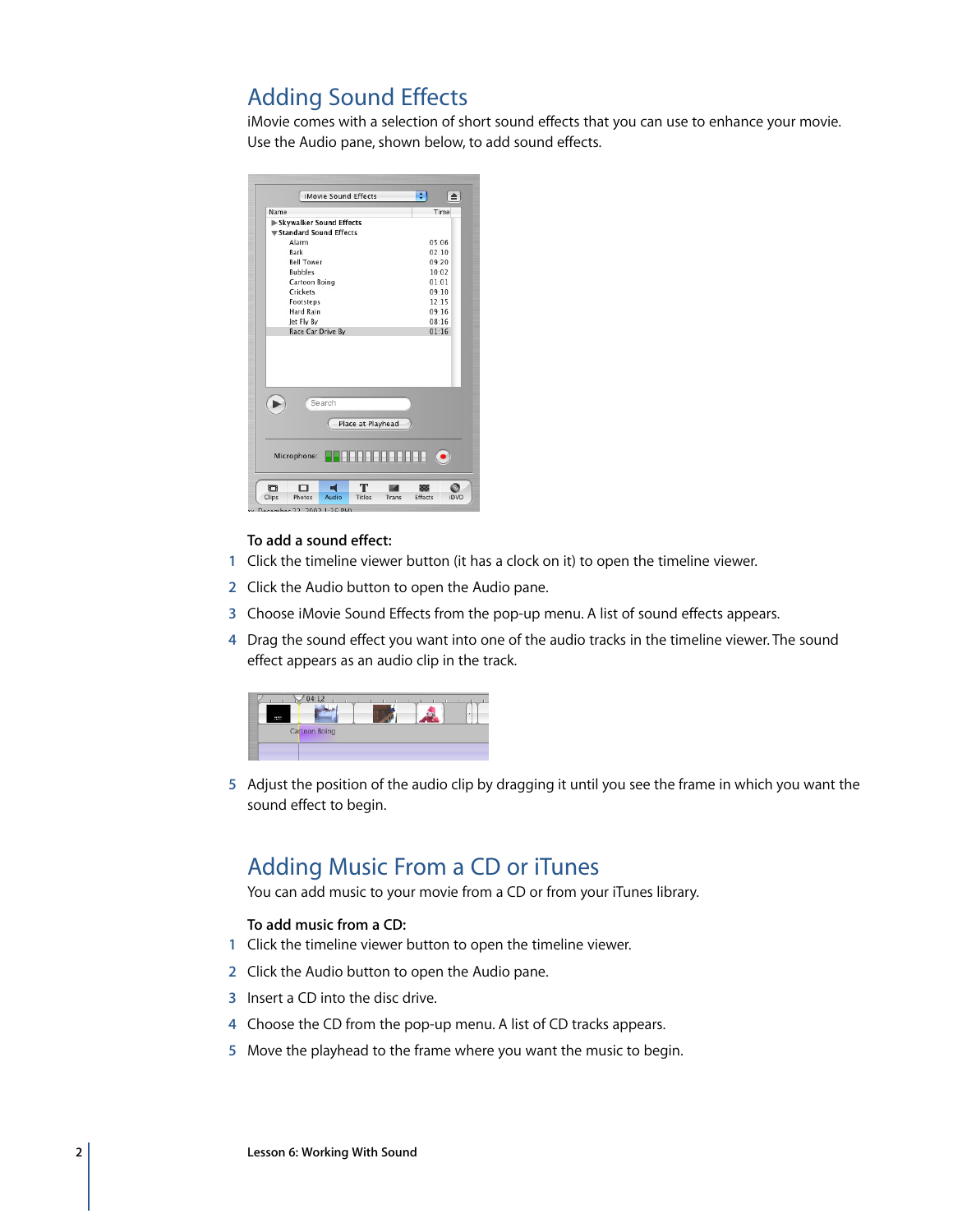## Adding Sound Effects

iMovie comes with a selection of short sound effects that you can use to enhance your movie. Use the Audio pane, shown below, to add sound effects.

**To add a sound effect:**

1. Click the timeline viewer button (it has a clock on it) to open the timeline viewer.
2. Click the Audio button to open the Audio pane.
3. Choose iMovie Sound Effects from the pop-up menu. A list of sound effects appears.
4. Drag the sound effect you want into one of the audio tracks in the timeline viewer. The sound effect appears as an audio clip in the track.
5. Adjust the position of the audio clip by dragging it until you see the frame in which you want the sound effect to begin.

## Adding Music From a CD or iTunes

You can add music to your movie from a CD or from your iTunes library.

**To add music from a CD:**

1. Click the timeline viewer button to open the timeline viewer.
2. Click the Audio button to open the Audio pane.
3. Insert a CD into the disc drive.
4. Choose the CD from the pop-up menu. A list of CD tracks appears.
5. Move the playhead to the frame where you want the music to begin.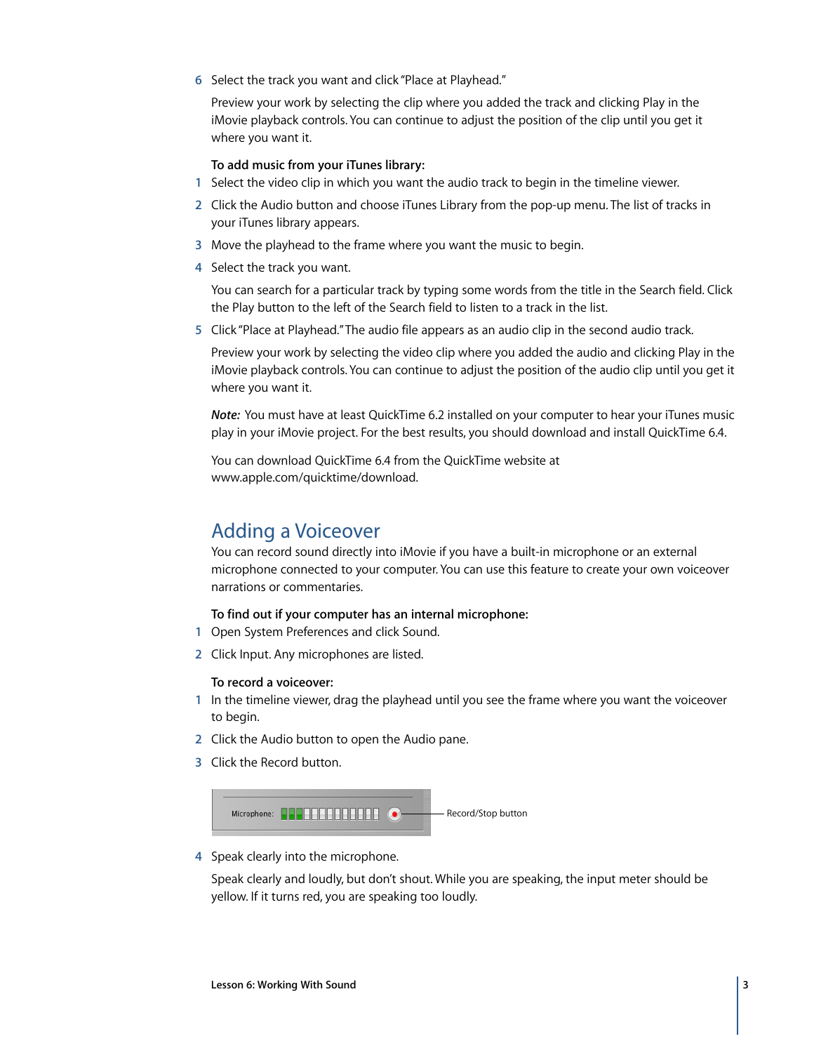6. Select the track you want and click "Place at Playhead."

   Preview your work by selecting the clip where you added the track and clicking Play in the iMovie playback controls. You can continue to adjust the position of the clip until you get it where you want it.

**To add music from your iTunes library:**

1. Select the video clip in which you want the audio track to begin in the timeline viewer.
2. Click the Audio button and choose iTunes Library from the pop-up menu. The list of tracks in your iTunes library appears.
3. Move the playhead to the frame where you want the music to begin.
4. Select the track you want.

   You can search for a particular track by typing some words from the title in the Search field. Click the Play button to the left of the Search field to listen to a track in the list.
5. Click "Place at Playhead." The audio file appears as an audio clip in the second audio track.

   Preview your work by selecting the video clip where you added the audio and clicking Play in the iMovie playback controls. You can continue to adjust the position of the audio clip until you get it where you want it.

*Note:* You must have at least QuickTime 6.2 installed on your computer to hear your iTunes music play in your iMovie project. For the best results, you should download and install QuickTime 6.4.

You can download QuickTime 6.4 from the QuickTime website at www.apple.com/quicktime/download.

## Adding a Voiceover

You can record sound directly into iMovie if you have a built-in microphone or an external microphone connected to your computer. You can use this feature to create your own voiceover narrations or commentaries.

**To find out if your computer has an internal microphone:**

1. Open System Preferences and click Sound.
2. Click Input. Any microphones are listed.

**To record a voiceover:**

1. In the timeline viewer, drag the playhead until you see the frame where you want the voiceover to begin.
2. Click the Audio button to open the Audio pane.
3. Click the Record button.

   Microphone: — Record/Stop button

4. Speak clearly into the microphone.

   Speak clearly and loudly, but don't shout. While you are speaking, the input meter should be yellow. If it turns red, you are speaking too loudly.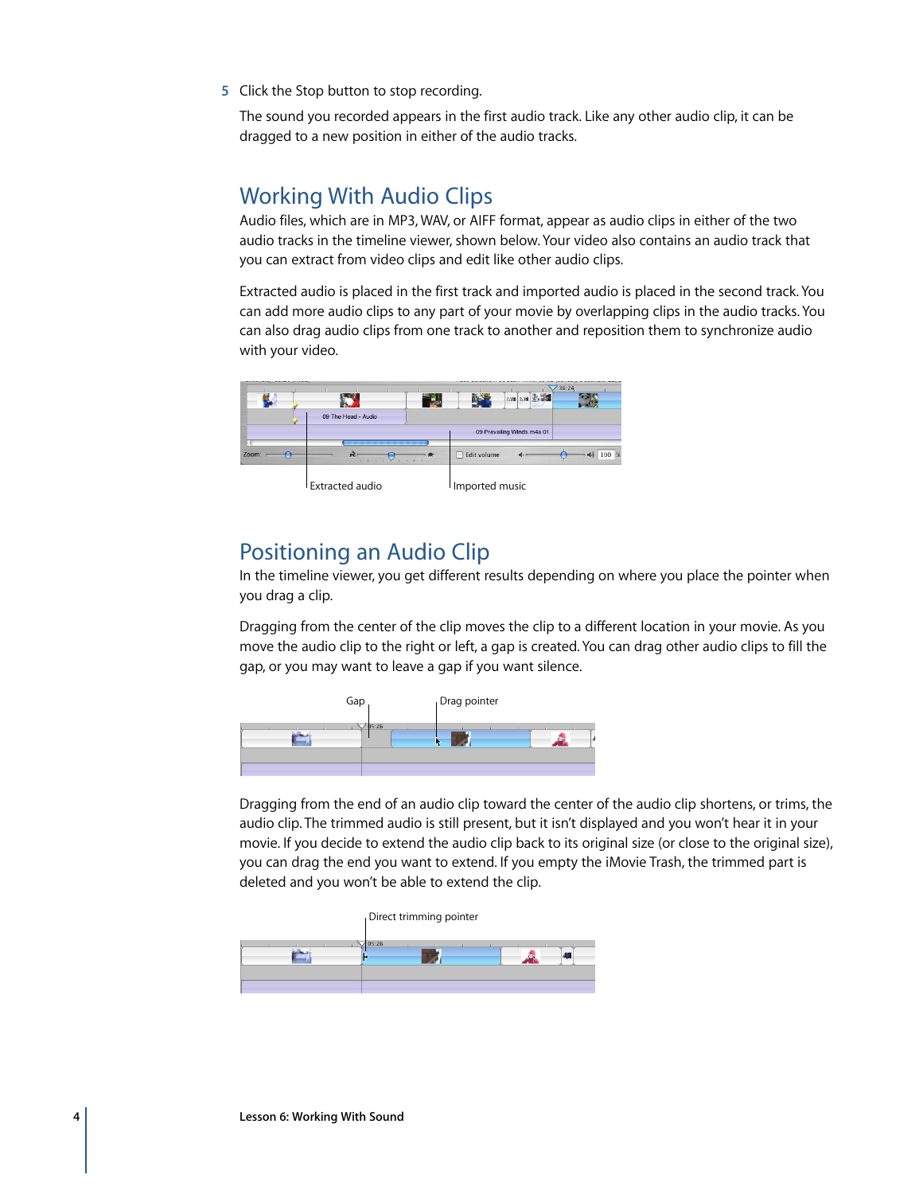5 Click the Stop button to stop recording.

The sound you recorded appears in the first audio track. Like any other audio clip, it can be dragged to a new position in either of the audio tracks.

## Working With Audio Clips

Audio files, which are in MP3, WAV, or AIFF format, appear as audio clips in either of the two audio tracks in the timeline viewer, shown below. Your video also contains an audio track that you can extract from video clips and edit like other audio clips.

Extracted audio is placed in the first track and imported audio is placed in the second track. You can add more audio clips to any part of your movie by overlapping clips in the audio tracks. You can also drag audio clips from one track to another and reposition them to synchronize audio with your video.

Extracted audio

Imported music

## Positioning an Audio Clip

In the timeline viewer, you get different results depending on where you place the pointer when you drag a clip.

Dragging from the center of the clip moves the clip to a different location in your movie. As you move the audio clip to the right or left, a gap is created. You can drag other audio clips to fill the gap, or you may want to leave a gap if you want silence.

Gap

Drag pointer

Dragging from the end of an audio clip toward the center of the audio clip shortens, or trims, the audio clip. The trimmed audio is still present, but it isn't displayed and you won't hear it in your movie. If you decide to extend the audio clip back to its original size (or close to the original size), you can drag the end you want to extend. If you empty the iMovie Trash, the trimmed part is deleted and you won't be able to extend the clip.

Direct trimming pointer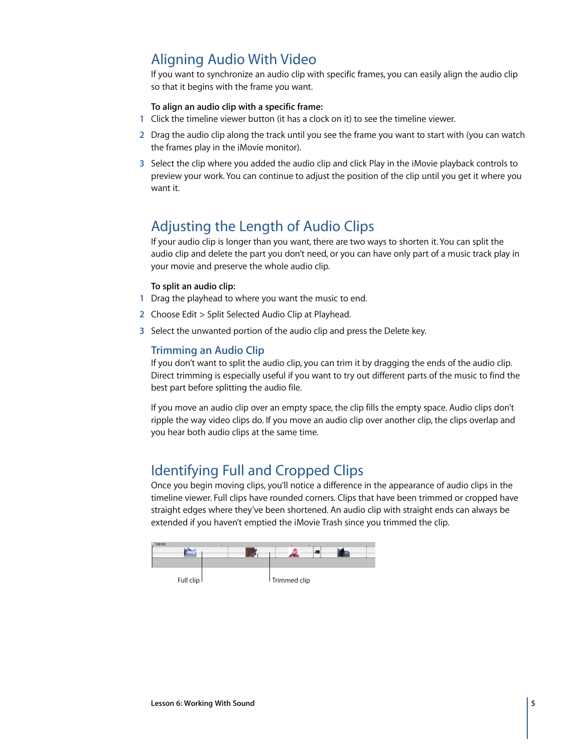## Aligning Audio With Video

If you want to synchronize an audio clip with specific frames, you can easily align the audio clip so that it begins with the frame you want.

**To align an audio clip with a specific frame:**

1. Click the timeline viewer button (it has a clock on it) to see the timeline viewer.
2. Drag the audio clip along the track until you see the frame you want to start with (you can watch the frames play in the iMovie monitor).
3. Select the clip where you added the audio clip and click Play in the iMovie playback controls to preview your work. You can continue to adjust the position of the clip until you get it where you want it.

## Adjusting the Length of Audio Clips

If your audio clip is longer than you want, there are two ways to shorten it. You can split the audio clip and delete the part you don't need, or you can have only part of a music track play in your movie and preserve the whole audio clip.

**To split an audio clip:**

1. Drag the playhead to where you want the music to end.
2. Choose Edit > Split Selected Audio Clip at Playhead.
3. Select the unwanted portion of the audio clip and press the Delete key.

### Trimming an Audio Clip

If you don't want to split the audio clip, you can trim it by dragging the ends of the audio clip. Direct trimming is especially useful if you want to try out different parts of the music to find the best part before splitting the audio file.

If you move an audio clip over an empty space, the clip fills the empty space. Audio clips don't ripple the way video clips do. If you move an audio clip over another clip, the clips overlap and you hear both audio clips at the same time.

## Identifying Full and Cropped Clips

Once you begin moving clips, you'll notice a difference in the appearance of audio clips in the timeline viewer. Full clips have rounded corners. Clips that have been trimmed or cropped have straight edges where they've been shortened. An audio clip with straight ends can always be extended if you haven't emptied the iMovie Trash since you trimmed the clip.

Full clip    Trimmed clip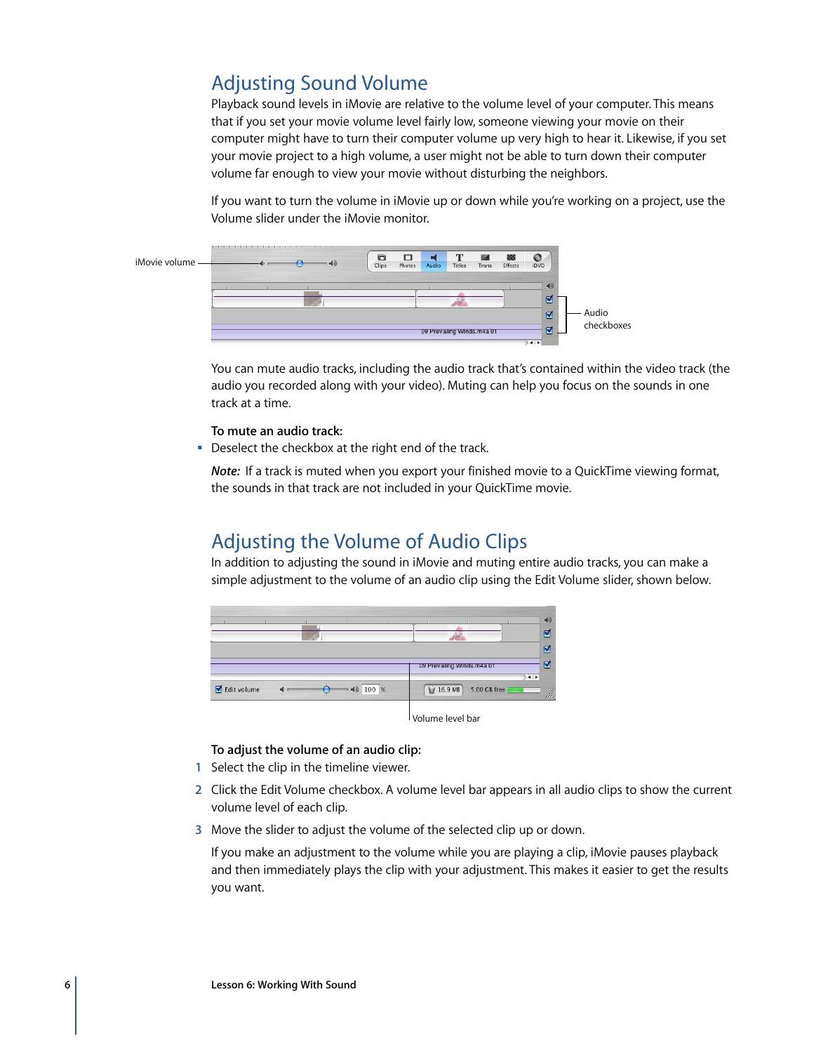## Adjusting Sound Volume

Playback sound levels in iMovie are relative to the volume level of your computer. This means that if you set your movie volume level fairly low, someone viewing your movie on their computer might have to turn their computer volume up very high to hear it. Likewise, if you set your movie project to a high volume, a user might not be able to turn down their computer volume far enough to view your movie without disturbing the neighbors.

If you want to turn the volume in iMovie up or down while you're working on a project, use the Volume slider under the iMovie monitor.

You can mute audio tracks, including the audio track that's contained within the video track (the audio you recorded along with your video). Muting can help you focus on the sounds in one track at a time.

**To mute an audio track:**

- Deselect the checkbox at the right end of the track.

***Note:*** If a track is muted when you export your finished movie to a QuickTime viewing format, the sounds in that track are not included in your QuickTime movie.

## Adjusting the Volume of Audio Clips

In addition to adjusting the sound in iMovie and muting entire audio tracks, you can make a simple adjustment to the volume of an audio clip using the Edit Volume slider, shown below.

**To adjust the volume of an audio clip:**

1. Select the clip in the timeline viewer.
2. Click the Edit Volume checkbox. A volume level bar appears in all audio clips to show the current volume level of each clip.
3. Move the slider to adjust the volume of the selected clip up or down.

   If you make an adjustment to the volume while you are playing a clip, iMovie pauses playback and then immediately plays the clip with your adjustment. This makes it easier to get the results you want.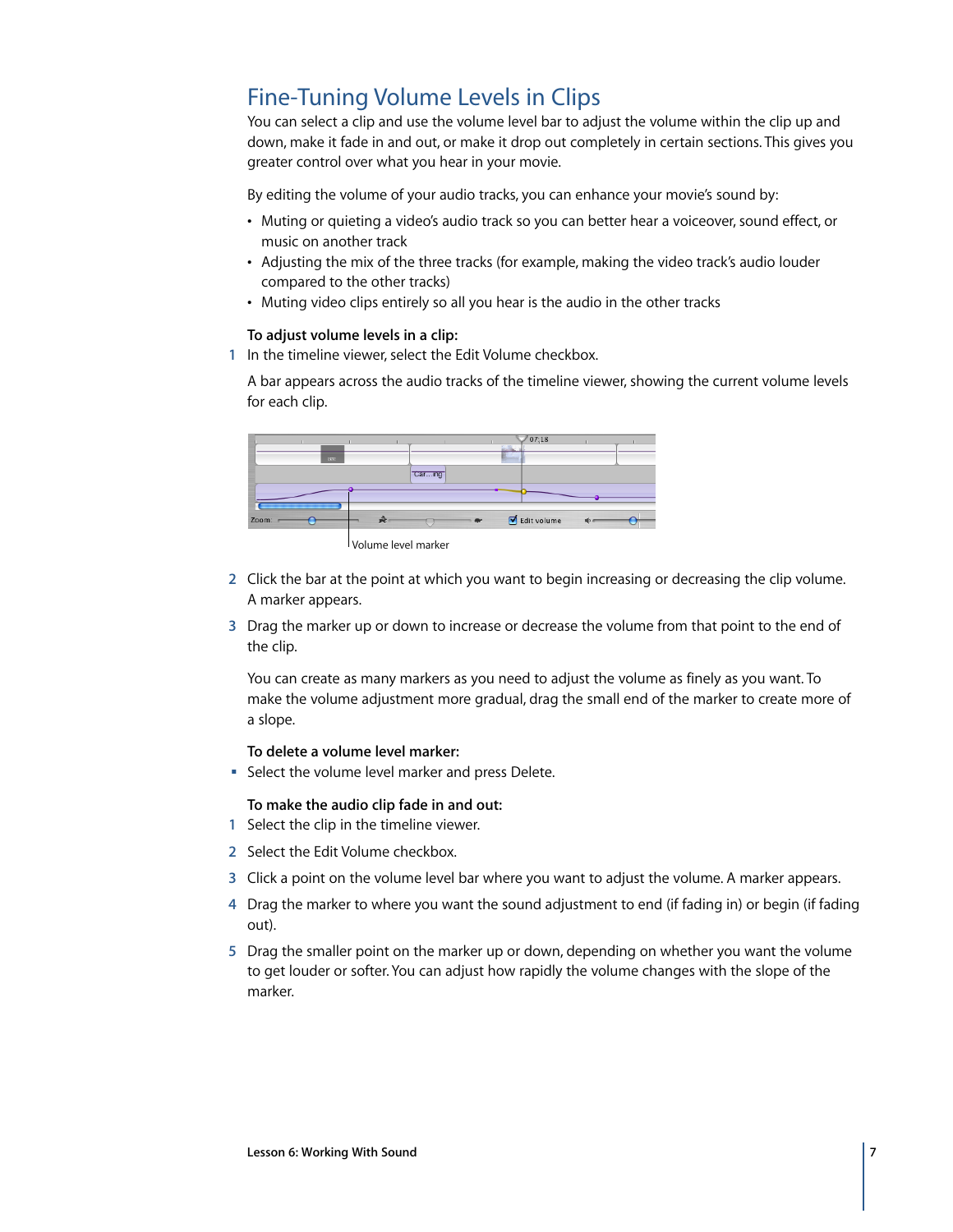## Fine-Tuning Volume Levels in Clips

You can select a clip and use the volume level bar to adjust the volume within the clip up and down, make it fade in and out, or make it drop out completely in certain sections. This gives you greater control over what you hear in your movie.

By editing the volume of your audio tracks, you can enhance your movie's sound by:

- Muting or quieting a video's audio track so you can better hear a voiceover, sound effect, or music on another track
- Adjusting the mix of the three tracks (for example, making the video track's audio louder compared to the other tracks)
- Muting video clips entirely so all you hear is the audio in the other tracks

**To adjust volume levels in a clip:**

1. In the timeline viewer, select the Edit Volume checkbox.

   A bar appears across the audio tracks of the timeline viewer, showing the current volume levels for each clip.

   Volume level marker

2. Click the bar at the point at which you want to begin increasing or decreasing the clip volume. A marker appears.
3. Drag the marker up or down to increase or decrease the volume from that point to the end of the clip.

   You can create as many markers as you need to adjust the volume as finely as you want. To make the volume adjustment more gradual, drag the small end of the marker to create more of a slope.

**To delete a volume level marker:**

- Select the volume level marker and press Delete.

**To make the audio clip fade in and out:**

1. Select the clip in the timeline viewer.
2. Select the Edit Volume checkbox.
3. Click a point on the volume level bar where you want to adjust the volume. A marker appears.
4. Drag the marker to where you want the sound adjustment to end (if fading in) or begin (if fading out).
5. Drag the smaller point on the marker up or down, depending on whether you want the volume to get louder or softer. You can adjust how rapidly the volume changes with the slope of the marker.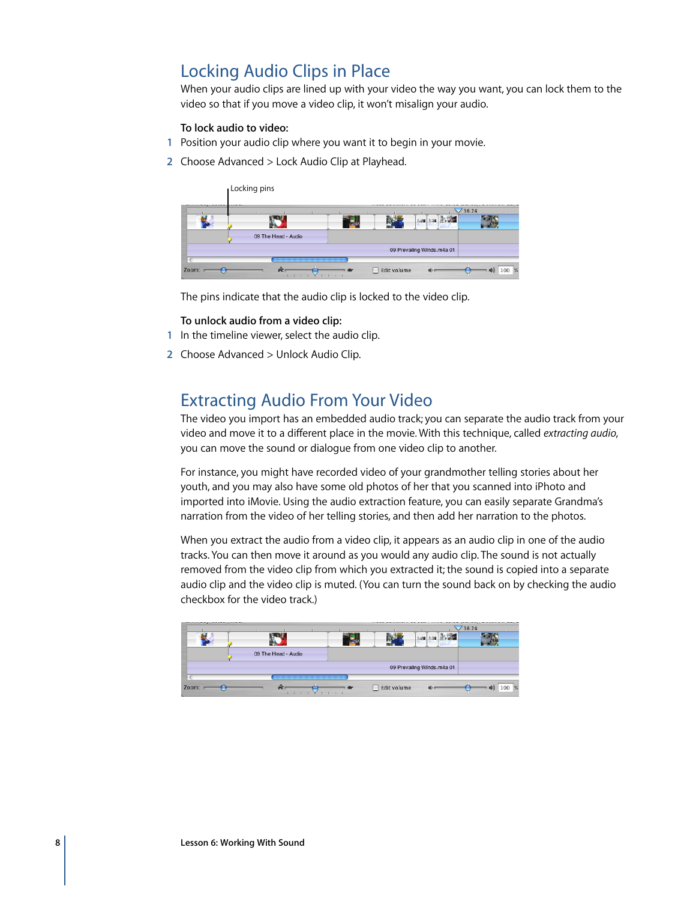## Locking Audio Clips in Place

When your audio clips are lined up with your video the way you want, you can lock them to the video so that if you move a video clip, it won't misalign your audio.

**To lock audio to video:**

1. Position your audio clip where you want it to begin in your movie.
2. Choose Advanced > Lock Audio Clip at Playhead.

The pins indicate that the audio clip is locked to the video clip.

**To unlock audio from a video clip:**

1. In the timeline viewer, select the audio clip.
2. Choose Advanced > Unlock Audio Clip.

## Extracting Audio From Your Video

The video you import has an embedded audio track; you can separate the audio track from your video and move it to a different place in the movie. With this technique, called *extracting audio*, you can move the sound or dialogue from one video clip to another.

For instance, you might have recorded video of your grandmother telling stories about her youth, and you may also have some old photos of her that you scanned into iPhoto and imported into iMovie. Using the audio extraction feature, you can easily separate Grandma's narration from the video of her telling stories, and then add her narration to the photos.

When you extract the audio from a video clip, it appears as an audio clip in one of the audio tracks. You can then move it around as you would any audio clip. The sound is not actually removed from the video clip from which you extracted it; the sound is copied into a separate audio clip and the video clip is muted. (You can turn the sound back on by checking the audio checkbox for the video track.)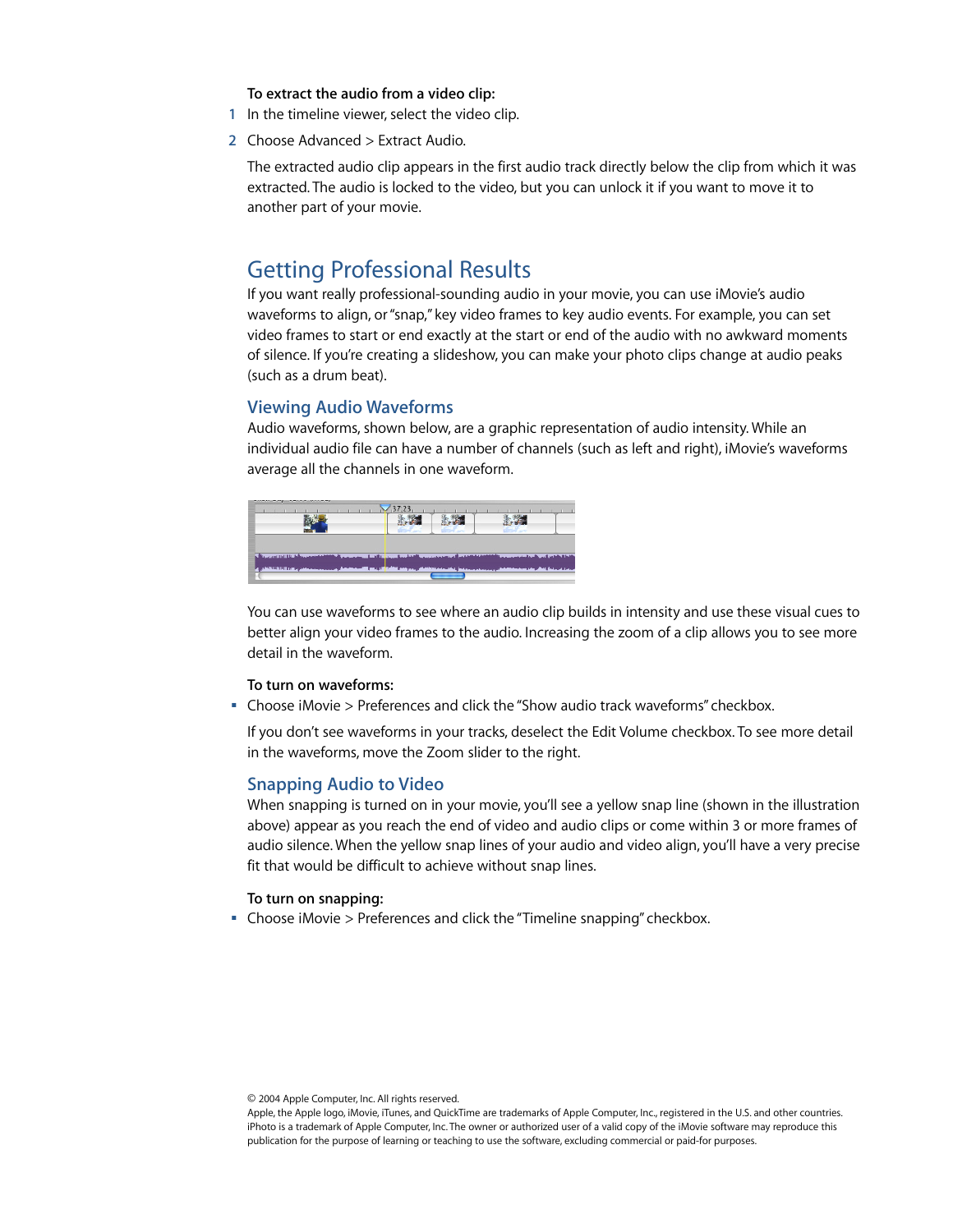**To extract the audio from a video clip:**

1. In the timeline viewer, select the video clip.
2. Choose Advanced > Extract Audio.

   The extracted audio clip appears in the first audio track directly below the clip from which it was extracted. The audio is locked to the video, but you can unlock it if you want to move it to another part of your movie.

## Getting Professional Results

If you want really professional-sounding audio in your movie, you can use iMovie's audio waveforms to align, or "snap," key video frames to key audio events. For example, you can set video frames to start or end exactly at the start or end of the audio with no awkward moments of silence. If you're creating a slideshow, you can make your photo clips change at audio peaks (such as a drum beat).

### Viewing Audio Waveforms

Audio waveforms, shown below, are a graphic representation of audio intensity. While an individual audio file can have a number of channels (such as left and right), iMovie's waveforms average all the channels in one waveform.

You can use waveforms to see where an audio clip builds in intensity and use these visual cues to better align your video frames to the audio. Increasing the zoom of a clip allows you to see more detail in the waveform.

**To turn on waveforms:**

- Choose iMovie > Preferences and click the "Show audio track waveforms" checkbox.

If you don't see waveforms in your tracks, deselect the Edit Volume checkbox. To see more detail in the waveforms, move the Zoom slider to the right.

### Snapping Audio to Video

When snapping is turned on in your movie, you'll see a yellow snap line (shown in the illustration above) appear as you reach the end of video and audio clips or come within 3 or more frames of audio silence. When the yellow snap lines of your audio and video align, you'll have a very precise fit that would be difficult to achieve without snap lines.

**To turn on snapping:**

- Choose iMovie > Preferences and click the "Timeline snapping" checkbox.

© 2004 Apple Computer, Inc. All rights reserved.
Apple, the Apple logo, iMovie, iTunes, and QuickTime are trademarks of Apple Computer, Inc., registered in the U.S. and other countries. iPhoto is a trademark of Apple Computer, Inc. The owner or authorized user of a valid copy of the iMovie software may reproduce this publication for the purpose of learning or teaching to use the software, excluding commercial or paid-for purposes.